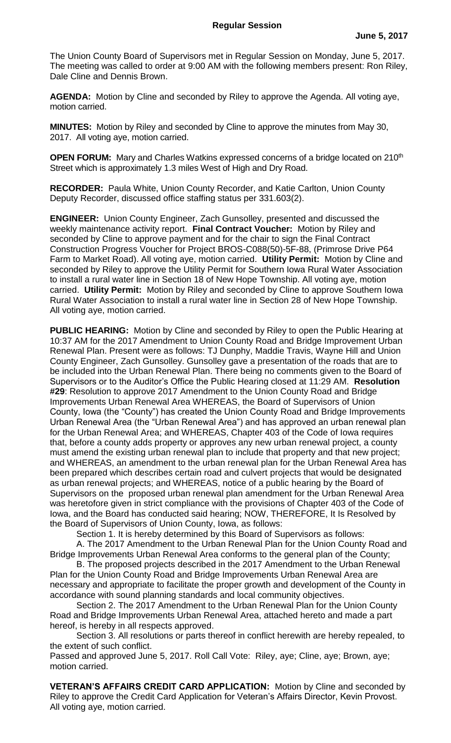# Regular Session

**June 5, 2017**

The Union County Board of Supervisors met in Regular Session on Monday, June 5, 2017. The meeting was called to order at 9:00 AM with the following members present: Ron Riley, Dale Cline and Dennis Brown.

**AGENDA:** Motion by Cline and seconded by Riley to approve the Agenda. All voting aye, motion carried.

**MINUTES:** Motion by Riley and seconded by Cline to approve the minutes from May 30, 2017. All voting aye, motion carried.

**OPEN FORUM:** Mary and Charles Watkins expressed concerns of a bridge located on 210th Street which is approximately 1.3 miles West of High and Dry Road.

**RECORDER:** Paula White, Union County Recorder, and Katie Carlton, Union County Deputy Recorder, discussed office staffing status per 331.603(2).

**ENGINEER:** Union County Engineer, Zach Gunsolley, presented and discussed the weekly maintenance activity report. **Final Contract Voucher:** Motion by Riley and seconded by Cline to approve payment and for the chair to sign the Final Contract Construction Progress Voucher for Project BROS-C088(50)-5F-88, (Primrose Drive P64 Farm to Market Road). All voting aye, motion carried. **Utility Permit:** Motion by Cline and seconded by Riley to approve the Utility Permit for Southern Iowa Rural Water Association to install a rural water line in Section 18 of New Hope Township. All voting aye, motion carried. **Utility Permit:** Motion by Riley and seconded by Cline to approve Southern Iowa Rural Water Association to install a rural water line in Section 28 of New Hope Township. All voting aye, motion carried.

**PUBLIC HEARING:** Motion by Cline and seconded by Riley to open the Public Hearing at 10:37 AM for the 2017 Amendment to Union County Road and Bridge Improvement Urban Renewal Plan. Present were as follows: TJ Dunphy, Maddie Travis, Wayne Hill and Union County Engineer, Zach Gunsolley. Gunsolley gave a presentation of the roads that are to be included into the Urban Renewal Plan. There being no comments given to the Board of Supervisors or to the Auditor's Office the Public Hearing closed at 11:29 AM. **Resolution #29**: Resolution to approve 2017 Amendment to the Union County Road and Bridge Improvements Urban Renewal Area WHEREAS, the Board of Supervisors of Union County, Iowa (the "County") has created the Union County Road and Bridge Improvements Urban Renewal Area (the "Urban Renewal Area") and has approved an urban renewal plan for the Urban Renewal Area; and WHEREAS, Chapter 403 of the Code of Iowa requires that, before a county adds property or approves any new urban renewal project, a county must amend the existing urban renewal plan to include that property and that new project; and WHEREAS, an amendment to the urban renewal plan for the Urban Renewal Area has been prepared which describes certain road and culvert projects that would be designated as urban renewal projects; and WHEREAS, notice of a public hearing by the Board of Supervisors on the proposed urban renewal plan amendment for the Urban Renewal Area was heretofore given in strict compliance with the provisions of Chapter 403 of the Code of Iowa, and the Board has conducted said hearing; NOW, THEREFORE, It Is Resolved by the Board of Supervisors of Union County, Iowa, as follows:

Section 1. It is hereby determined by this Board of Supervisors as follows:

A. The 2017 Amendment to the Urban Renewal Plan for the Union County Road and Bridge Improvements Urban Renewal Area conforms to the general plan of the County;

B. The proposed projects described in the 2017 Amendment to the Urban Renewal Plan for the Union County Road and Bridge Improvements Urban Renewal Area are necessary and appropriate to facilitate the proper growth and development of the County in accordance with sound planning standards and local community objectives.

Section 2. The 2017 Amendment to the Urban Renewal Plan for the Union County Road and Bridge Improvements Urban Renewal Area, attached hereto and made a part hereof, is hereby in all respects approved.

Section 3. All resolutions or parts thereof in conflict herewith are hereby repealed, to the extent of such conflict.

Passed and approved June 5, 2017. Roll Call Vote: Riley, aye; Cline, aye; Brown, aye; motion carried.

**VETERAN'S AFFAIRS CREDIT CARD APPLICATION:** Motion by Cline and seconded by Riley to approve the Credit Card Application for Veteran's Affairs Director, Kevin Provost. All voting aye, motion carried.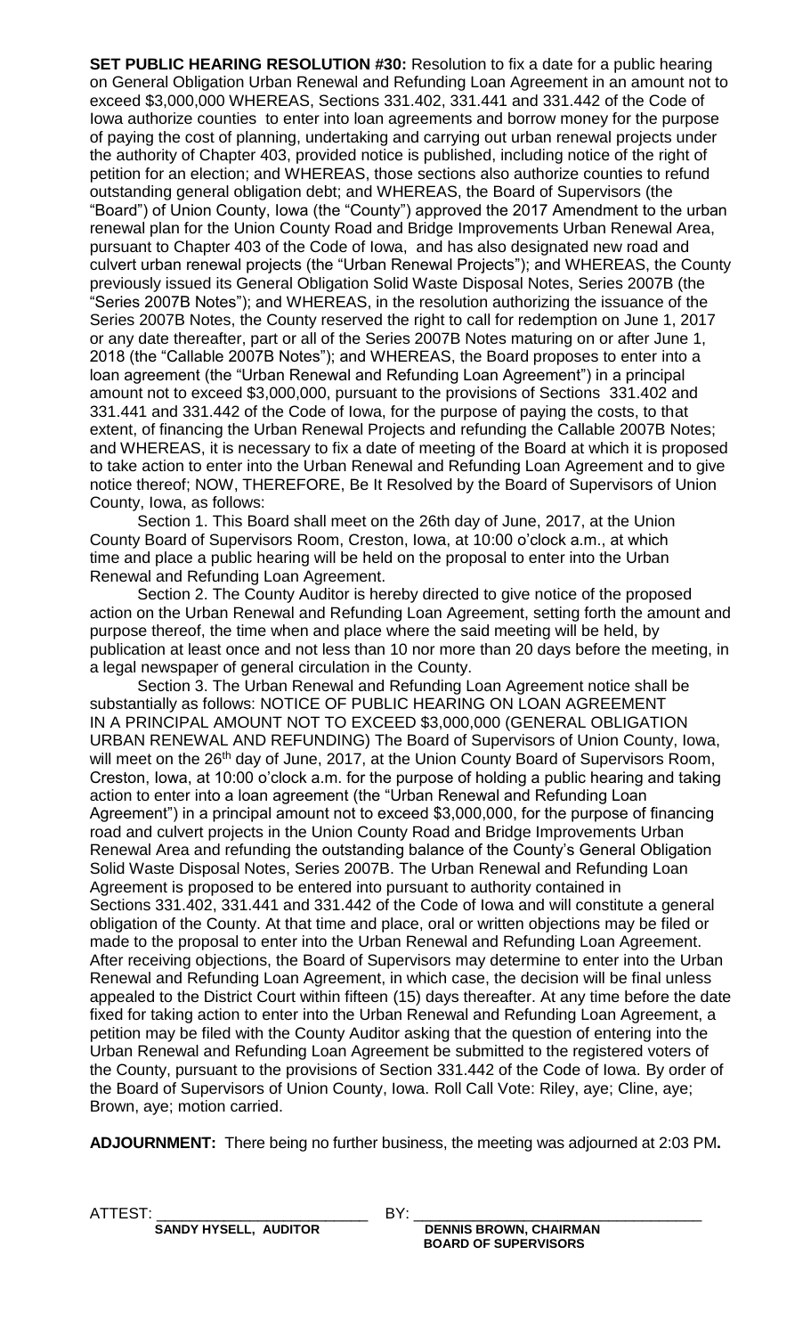**SET PUBLIC HEARING RESOLUTION #30:** Resolution to fix a date for a public hearing on General Obligation Urban Renewal and Refunding Loan Agreement in an amount not to exceed $3,000,000 WHEREAS, Sections 331.402, 331.441 and 331.442 of the Code of Iowa authorize counties to enter into loan agreements and borrow money for the purpose of paying the cost of planning, undertaking and carrying out urban renewal projects under the authority of Chapter 403, provided notice is published, including notice of the right of petition for an election; and WHEREAS, those sections also authorize counties to refund outstanding general obligation debt; and WHEREAS, the Board of Supervisors (the "Board") of Union County, Iowa (the "County") approved the 2017 Amendment to the urban renewal plan for the Union County Road and Bridge Improvements Urban Renewal Area, pursuant to Chapter 403 of the Code of Iowa, and has also designated new road and culvert urban renewal projects (the "Urban Renewal Projects"); and WHEREAS, the County previously issued its General Obligation Solid Waste Disposal Notes, Series 2007B (the "Series 2007B Notes"); and WHEREAS, in the resolution authorizing the issuance of the Series 2007B Notes, the County reserved the right to call for redemption on June 1, 2017 or any date thereafter, part or all of the Series 2007B Notes maturing on or after June 1, 2018 (the "Callable 2007B Notes"); and WHEREAS, the Board proposes to enter into a loan agreement (the "Urban Renewal and Refunding Loan Agreement") in a principal amount not to exceed $3,000,000, pursuant to the provisions of Sections 331.402 and 331.441 and 331.442 of the Code of Iowa, for the purpose of paying the costs, to that extent, of financing the Urban Renewal Projects and refunding the Callable 2007B Notes; and WHEREAS, it is necessary to fix a date of meeting of the Board at which it is proposed to take action to enter into the Urban Renewal and Refunding Loan Agreement and to give notice thereof; NOW, THEREFORE, Be It Resolved by the Board of Supervisors of Union County, Iowa, as follows:

Section 1. This Board shall meet on the 26th day of June, 2017, at the Union County Board of Supervisors Room, Creston, Iowa, at 10:00 o'clock a.m., at which time and place a public hearing will be held on the proposal to enter into the Urban Renewal and Refunding Loan Agreement.

Section 2. The County Auditor is hereby directed to give notice of the proposed action on the Urban Renewal and Refunding Loan Agreement, setting forth the amount and purpose thereof, the time when and place where the said meeting will be held, by publication at least once and not less than 10 nor more than 20 days before the meeting, in a legal newspaper of general circulation in the County.

Section 3. The Urban Renewal and Refunding Loan Agreement notice shall be substantially as follows: NOTICE OF PUBLIC HEARING ON LOAN AGREEMENT IN A PRINCIPAL AMOUNT NOT TO EXCEED $3,000,000 (GENERAL OBLIGATION URBAN RENEWAL AND REFUNDING) The Board of Supervisors of Union County, Iowa, will meet on the 26th day of June, 2017, at the Union County Board of Supervisors Room, Creston, Iowa, at 10:00 o'clock a.m. for the purpose of holding a public hearing and taking action to enter into a loan agreement (the "Urban Renewal and Refunding Loan Agreement") in a principal amount not to exceed $3,000,000, for the purpose of financing road and culvert projects in the Union County Road and Bridge Improvements Urban Renewal Area and refunding the outstanding balance of the County's General Obligation Solid Waste Disposal Notes, Series 2007B. The Urban Renewal and Refunding Loan Agreement is proposed to be entered into pursuant to authority contained in Sections 331.402, 331.441 and 331.442 of the Code of Iowa and will constitute a general obligation of the County. At that time and place, oral or written objections may be filed or made to the proposal to enter into the Urban Renewal and Refunding Loan Agreement. After receiving objections, the Board of Supervisors may determine to enter into the Urban Renewal and Refunding Loan Agreement, in which case, the decision will be final unless appealed to the District Court within fifteen (15) days thereafter. At any time before the date fixed for taking action to enter into the Urban Renewal and Refunding Loan Agreement, a petition may be filed with the County Auditor asking that the question of entering into the Urban Renewal and Refunding Loan Agreement be submitted to the registered voters of the County, pursuant to the provisions of Section 331.442 of the Code of Iowa. By order of the Board of Supervisors of Union County, Iowa. Roll Call Vote: Riley, aye; Cline, aye; Brown, aye; motion carried.

**ADJOURNMENT:** There being no further business, the meeting was adjourned at 2:03 PM**.**

ATTEST: \_\_\_\_\_\_\_\_\_\_\_\_\_\_\_\_\_\_\_\_\_\_\_\_\_\_ BY: \_\_\_\_\_\_\_\_\_\_\_\_\_\_\_\_\_\_\_\_\_\_\_\_\_\_\_\_\_\_\_\_\_\_\_

**SANDY HYSELL, AUDITOR** **DENNIS BROWN, CHAIRMAN**
**BOARD OF SUPERVISORS**